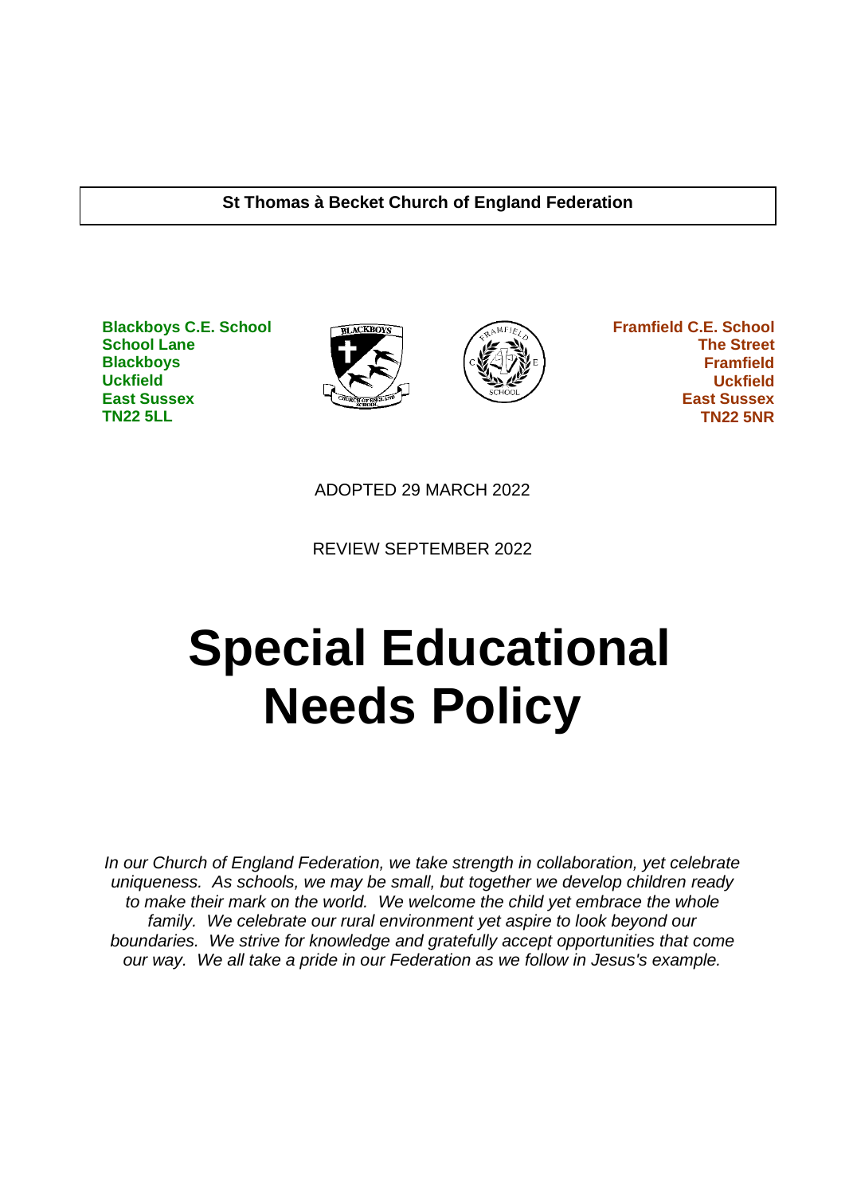**St Thomas à Becket Church of England Federation**

**Blackboys C.E. School**
**School Lane**
**Blackboys**
**Uckfield**
**East Sussex**
**TN22 5LL**

**Framfield C.E. School**
**The Street**
**Framfield**
**Uckfield**
**East Sussex**
**TN22 5NR**

ADOPTED 29 MARCH 2022

REVIEW SEPTEMBER 2022

# Special Educational Needs Policy

*In our Church of England Federation, we take strength in collaboration, yet celebrate uniqueness. As schools, we may be small, but together we develop children ready to make their mark on the world. We welcome the child yet embrace the whole family. We celebrate our rural environment yet aspire to look beyond our boundaries. We strive for knowledge and gratefully accept opportunities that come our way. We all take a pride in our Federation as we follow in Jesus's example.*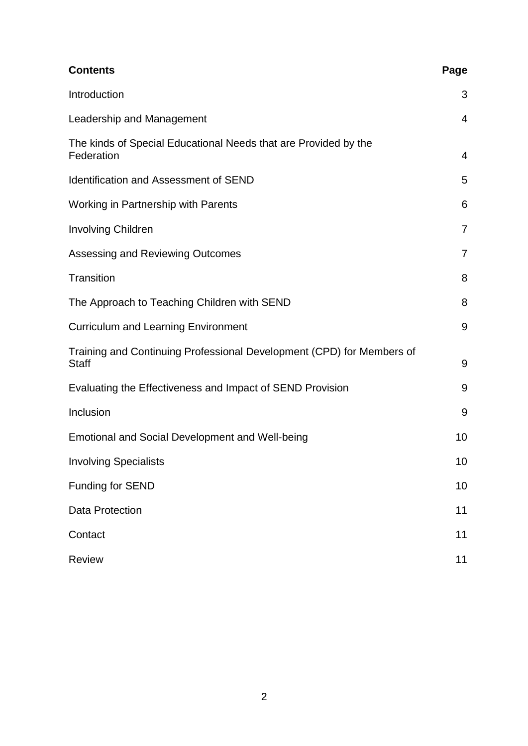| **Contents** | **Page** |
| --- | --- |
| Introduction | 3 |
| Leadership and Management | 4 |
| The kinds of Special Educational Needs that are Provided by the Federation | 4 |
| Identification and Assessment of SEND | 5 |
| Working in Partnership with Parents | 6 |
| Involving Children | 7 |
| Assessing and Reviewing Outcomes | 7 |
| Transition | 8 |
| The Approach to Teaching Children with SEND | 8 |
| Curriculum and Learning Environment | 9 |
| Training and Continuing Professional Development (CPD) for Members of Staff | 9 |
| Evaluating the Effectiveness and Impact of SEND Provision | 9 |
| Inclusion | 9 |
| Emotional and Social Development and Well-being | 10 |
| Involving Specialists | 10 |
| Funding for SEND | 10 |
| Data Protection | 11 |
| Contact | 11 |
| Review | 11 |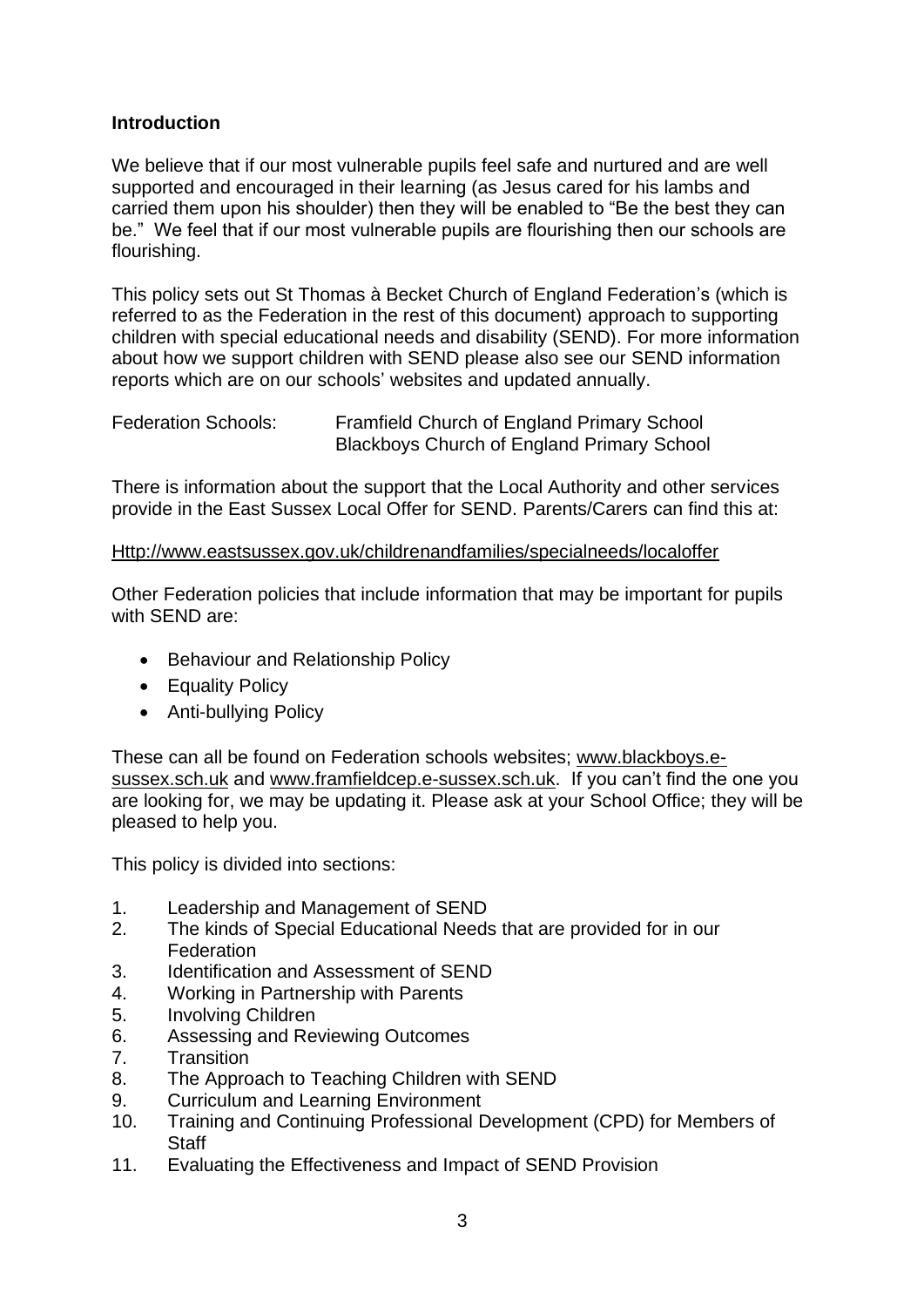## Introduction

We believe that if our most vulnerable pupils feel safe and nurtured and are well supported and encouraged in their learning (as Jesus cared for his lambs and carried them upon his shoulder) then they will be enabled to "Be the best they can be." We feel that if our most vulnerable pupils are flourishing then our schools are flourishing.

This policy sets out St Thomas à Becket Church of England Federation's (which is referred to as the Federation in the rest of this document) approach to supporting children with special educational needs and disability (SEND). For more information about how we support children with SEND please also see our SEND information reports which are on our schools' websites and updated annually.

Federation Schools: Framfield Church of England Primary School
Blackboys Church of England Primary School

There is information about the support that the Local Authority and other services provide in the East Sussex Local Offer for SEND. Parents/Carers can find this at:

Http://www.eastsussex.gov.uk/childrenandfamilies/specialneeds/localoffer

Other Federation policies that include information that may be important for pupils with SEND are:

- Behaviour and Relationship Policy
- Equality Policy
- Anti-bullying Policy

These can all be found on Federation schools websites; www.blackboys.e-sussex.sch.uk and www.framfieldcep.e-sussex.sch.uk. If you can't find the one you are looking for, we may be updating it. Please ask at your School Office; they will be pleased to help you.

This policy is divided into sections:

1. Leadership and Management of SEND
2. The kinds of Special Educational Needs that are provided for in our Federation
3. Identification and Assessment of SEND
4. Working in Partnership with Parents
5. Involving Children
6. Assessing and Reviewing Outcomes
7. Transition
8. The Approach to Teaching Children with SEND
9. Curriculum and Learning Environment
10. Training and Continuing Professional Development (CPD) for Members of Staff
11. Evaluating the Effectiveness and Impact of SEND Provision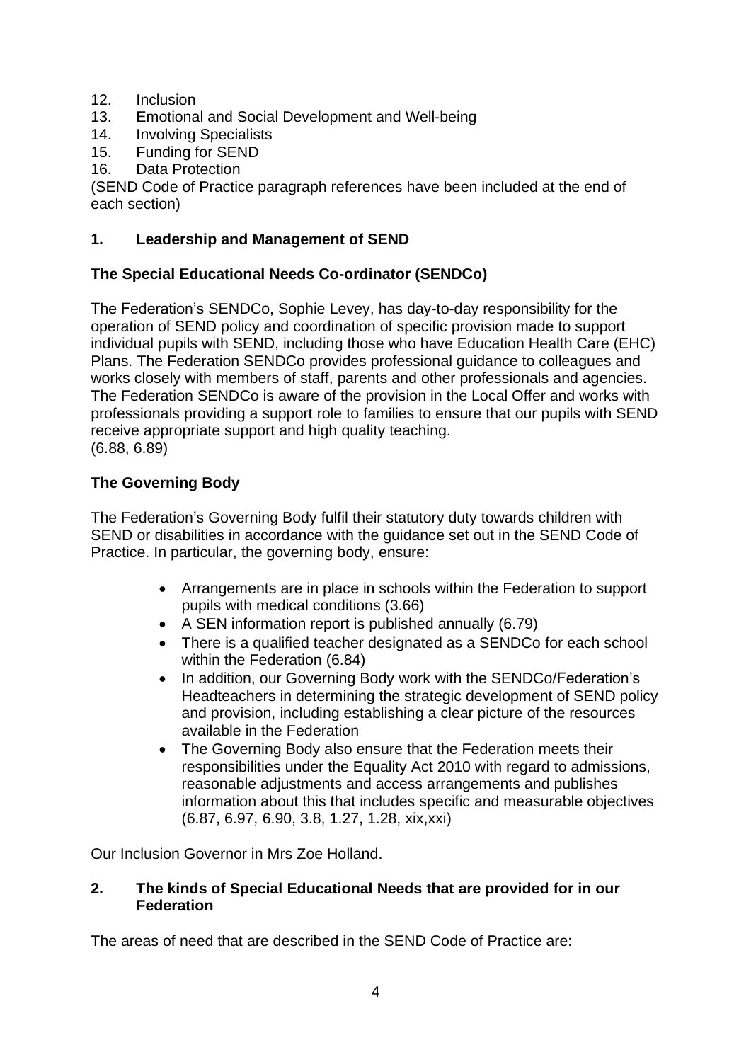12. Inclusion
13. Emotional and Social Development and Well-being
14. Involving Specialists
15. Funding for SEND
16. Data Protection

(SEND Code of Practice paragraph references have been included at the end of each section)

## 1. Leadership and Management of SEND

### The Special Educational Needs Co-ordinator (SENDCo)

The Federation's SENDCo, Sophie Levey, has day-to-day responsibility for the operation of SEND policy and coordination of specific provision made to support individual pupils with SEND, including those who have Education Health Care (EHC) Plans. The Federation SENDCo provides professional guidance to colleagues and works closely with members of staff, parents and other professionals and agencies. The Federation SENDCo is aware of the provision in the Local Offer and works with professionals providing a support role to families to ensure that our pupils with SEND receive appropriate support and high quality teaching.
(6.88, 6.89)

### The Governing Body

The Federation's Governing Body fulfil their statutory duty towards children with SEND or disabilities in accordance with the guidance set out in the SEND Code of Practice. In particular, the governing body, ensure:

- Arrangements are in place in schools within the Federation to support pupils with medical conditions (3.66)
- A SEN information report is published annually (6.79)
- There is a qualified teacher designated as a SENDCo for each school within the Federation (6.84)
- In addition, our Governing Body work with the SENDCo/Federation's Headteachers in determining the strategic development of SEND policy and provision, including establishing a clear picture of the resources available in the Federation
- The Governing Body also ensure that the Federation meets their responsibilities under the Equality Act 2010 with regard to admissions, reasonable adjustments and access arrangements and publishes information about this that includes specific and measurable objectives (6.87, 6.97, 6.90, 3.8, 1.27, 1.28, xix,xxi)

Our Inclusion Governor in Mrs Zoe Holland.

## 2. The kinds of Special Educational Needs that are provided for in our Federation

The areas of need that are described in the SEND Code of Practice are: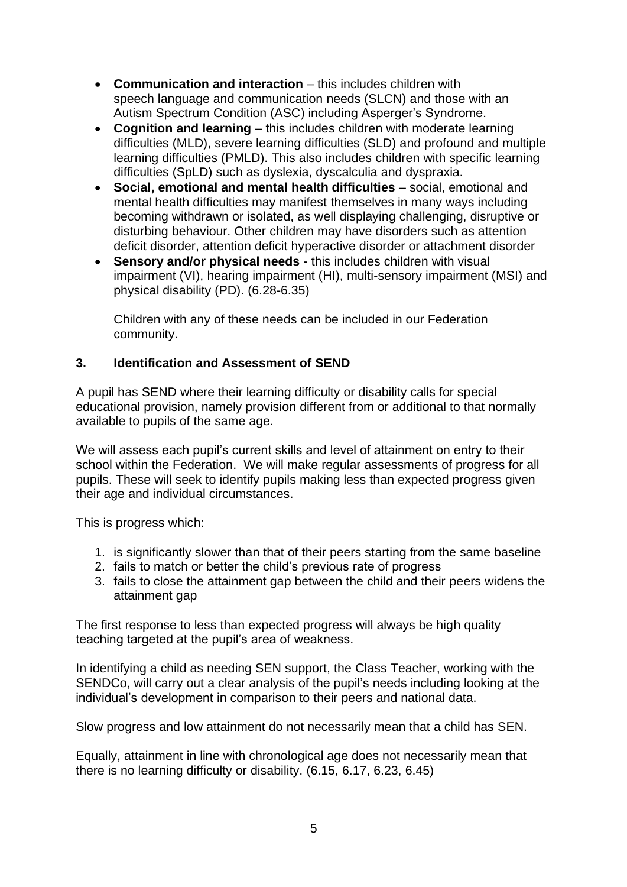- **Communication and interaction** – this includes children with speech language and communication needs (SLCN) and those with an Autism Spectrum Condition (ASC) including Asperger's Syndrome.
- **Cognition and learning** – this includes children with moderate learning difficulties (MLD), severe learning difficulties (SLD) and profound and multiple learning difficulties (PMLD). This also includes children with specific learning difficulties (SpLD) such as dyslexia, dyscalculia and dyspraxia.
- **Social, emotional and mental health difficulties** – social, emotional and mental health difficulties may manifest themselves in many ways including becoming withdrawn or isolated, as well displaying challenging, disruptive or disturbing behaviour. Other children may have disorders such as attention deficit disorder, attention deficit hyperactive disorder or attachment disorder
- **Sensory and/or physical needs -** this includes children with visual impairment (VI), hearing impairment (HI), multi-sensory impairment (MSI) and physical disability (PD). (6.28-6.35)

  Children with any of these needs can be included in our Federation community.

## 3. Identification and Assessment of SEND

A pupil has SEND where their learning difficulty or disability calls for special educational provision, namely provision different from or additional to that normally available to pupils of the same age.

We will assess each pupil's current skills and level of attainment on entry to their school within the Federation. We will make regular assessments of progress for all pupils. These will seek to identify pupils making less than expected progress given their age and individual circumstances.

This is progress which:

1. is significantly slower than that of their peers starting from the same baseline
2. fails to match or better the child's previous rate of progress
3. fails to close the attainment gap between the child and their peers widens the attainment gap

The first response to less than expected progress will always be high quality teaching targeted at the pupil's area of weakness.

In identifying a child as needing SEN support, the Class Teacher, working with the SENDCo, will carry out a clear analysis of the pupil's needs including looking at the individual's development in comparison to their peers and national data.

Slow progress and low attainment do not necessarily mean that a child has SEN.

Equally, attainment in line with chronological age does not necessarily mean that there is no learning difficulty or disability. (6.15, 6.17, 6.23, 6.45)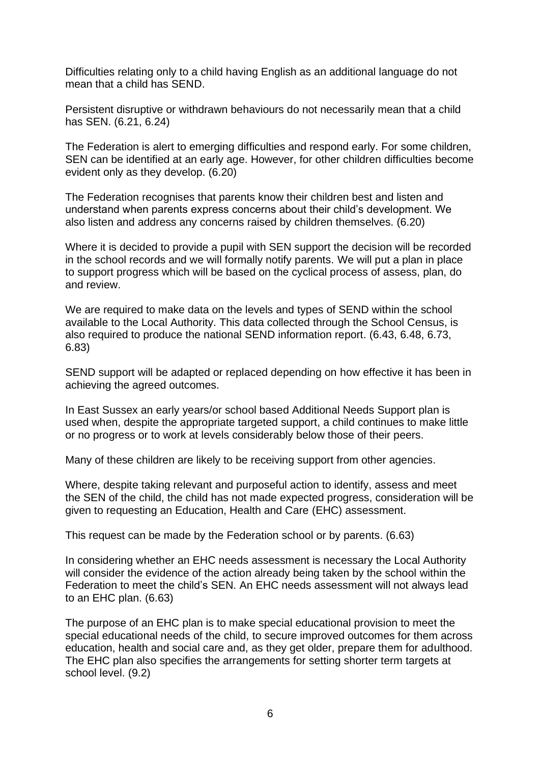Difficulties relating only to a child having English as an additional language do not mean that a child has SEND.

Persistent disruptive or withdrawn behaviours do not necessarily mean that a child has SEN. (6.21, 6.24)

The Federation is alert to emerging difficulties and respond early. For some children, SEN can be identified at an early age. However, for other children difficulties become evident only as they develop. (6.20)

The Federation recognises that parents know their children best and listen and understand when parents express concerns about their child's development. We also listen and address any concerns raised by children themselves. (6.20)

Where it is decided to provide a pupil with SEN support the decision will be recorded in the school records and we will formally notify parents. We will put a plan in place to support progress which will be based on the cyclical process of assess, plan, do and review.

We are required to make data on the levels and types of SEND within the school available to the Local Authority. This data collected through the School Census, is also required to produce the national SEND information report. (6.43, 6.48, 6.73, 6.83)

SEND support will be adapted or replaced depending on how effective it has been in achieving the agreed outcomes.

In East Sussex an early years/or school based Additional Needs Support plan is used when, despite the appropriate targeted support, a child continues to make little or no progress or to work at levels considerably below those of their peers.

Many of these children are likely to be receiving support from other agencies.

Where, despite taking relevant and purposeful action to identify, assess and meet the SEN of the child, the child has not made expected progress, consideration will be given to requesting an Education, Health and Care (EHC) assessment.

This request can be made by the Federation school or by parents. (6.63)

In considering whether an EHC needs assessment is necessary the Local Authority will consider the evidence of the action already being taken by the school within the Federation to meet the child's SEN. An EHC needs assessment will not always lead to an EHC plan. (6.63)

The purpose of an EHC plan is to make special educational provision to meet the special educational needs of the child, to secure improved outcomes for them across education, health and social care and, as they get older, prepare them for adulthood. The EHC plan also specifies the arrangements for setting shorter term targets at school level. (9.2)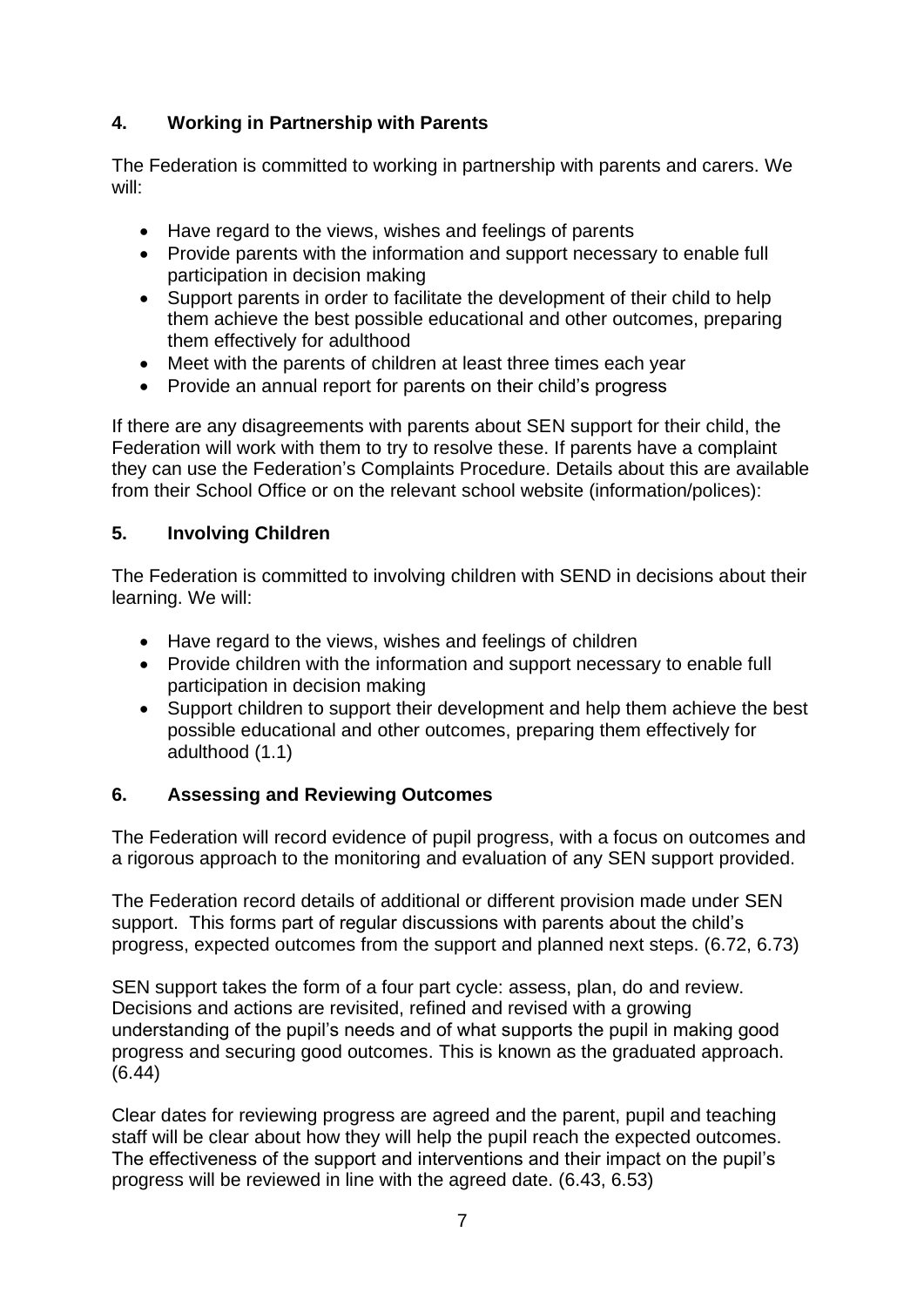## 4. Working in Partnership with Parents

The Federation is committed to working in partnership with parents and carers. We will:

- Have regard to the views, wishes and feelings of parents
- Provide parents with the information and support necessary to enable full participation in decision making
- Support parents in order to facilitate the development of their child to help them achieve the best possible educational and other outcomes, preparing them effectively for adulthood
- Meet with the parents of children at least three times each year
- Provide an annual report for parents on their child's progress

If there are any disagreements with parents about SEN support for their child, the Federation will work with them to try to resolve these. If parents have a complaint they can use the Federation's Complaints Procedure. Details about this are available from their School Office or on the relevant school website (information/polices):

## 5. Involving Children

The Federation is committed to involving children with SEND in decisions about their learning. We will:

- Have regard to the views, wishes and feelings of children
- Provide children with the information and support necessary to enable full participation in decision making
- Support children to support their development and help them achieve the best possible educational and other outcomes, preparing them effectively for adulthood (1.1)

## 6. Assessing and Reviewing Outcomes

The Federation will record evidence of pupil progress, with a focus on outcomes and a rigorous approach to the monitoring and evaluation of any SEN support provided.

The Federation record details of additional or different provision made under SEN support. This forms part of regular discussions with parents about the child's progress, expected outcomes from the support and planned next steps. (6.72, 6.73)

SEN support takes the form of a four part cycle: assess, plan, do and review. Decisions and actions are revisited, refined and revised with a growing understanding of the pupil's needs and of what supports the pupil in making good progress and securing good outcomes. This is known as the graduated approach. (6.44)

Clear dates for reviewing progress are agreed and the parent, pupil and teaching staff will be clear about how they will help the pupil reach the expected outcomes. The effectiveness of the support and interventions and their impact on the pupil's progress will be reviewed in line with the agreed date. (6.43, 6.53)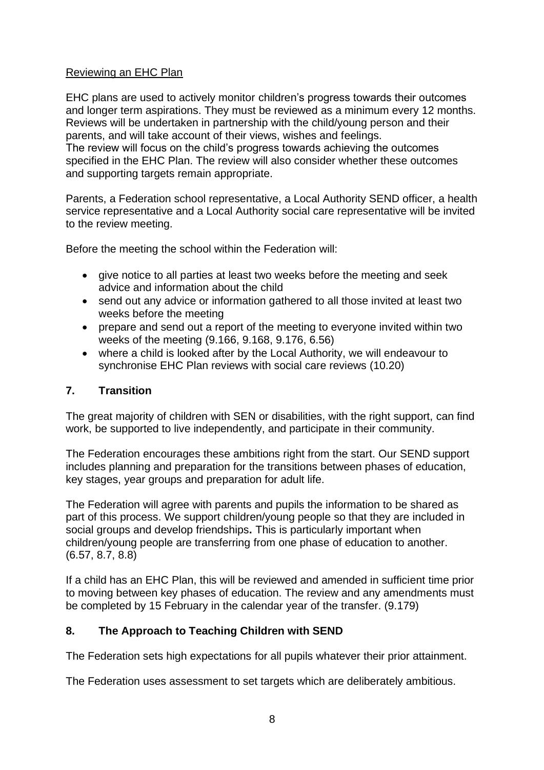Reviewing an EHC Plan

EHC plans are used to actively monitor children's progress towards their outcomes and longer term aspirations. They must be reviewed as a minimum every 12 months. Reviews will be undertaken in partnership with the child/young person and their parents, and will take account of their views, wishes and feelings.
The review will focus on the child's progress towards achieving the outcomes specified in the EHC Plan. The review will also consider whether these outcomes and supporting targets remain appropriate.

Parents, a Federation school representative, a Local Authority SEND officer, a health service representative and a Local Authority social care representative will be invited to the review meeting.

Before the meeting the school within the Federation will:

- give notice to all parties at least two weeks before the meeting and seek advice and information about the child
- send out any advice or information gathered to all those invited at least two weeks before the meeting
- prepare and send out a report of the meeting to everyone invited within two weeks of the meeting (9.166, 9.168, 9.176, 6.56)
- where a child is looked after by the Local Authority, we will endeavour to synchronise EHC Plan reviews with social care reviews (10.20)

## 7. Transition

The great majority of children with SEN or disabilities, with the right support, can find work, be supported to live independently, and participate in their community.

The Federation encourages these ambitions right from the start. Our SEND support includes planning and preparation for the transitions between phases of education, key stages, year groups and preparation for adult life.

The Federation will agree with parents and pupils the information to be shared as part of this process. We support children/young people so that they are included in social groups and develop friendships**.** This is particularly important when children/young people are transferring from one phase of education to another. (6.57, 8.7, 8.8)

If a child has an EHC Plan, this will be reviewed and amended in sufficient time prior to moving between key phases of education. The review and any amendments must be completed by 15 February in the calendar year of the transfer. (9.179)

## 8. The Approach to Teaching Children with SEND

The Federation sets high expectations for all pupils whatever their prior attainment.

The Federation uses assessment to set targets which are deliberately ambitious.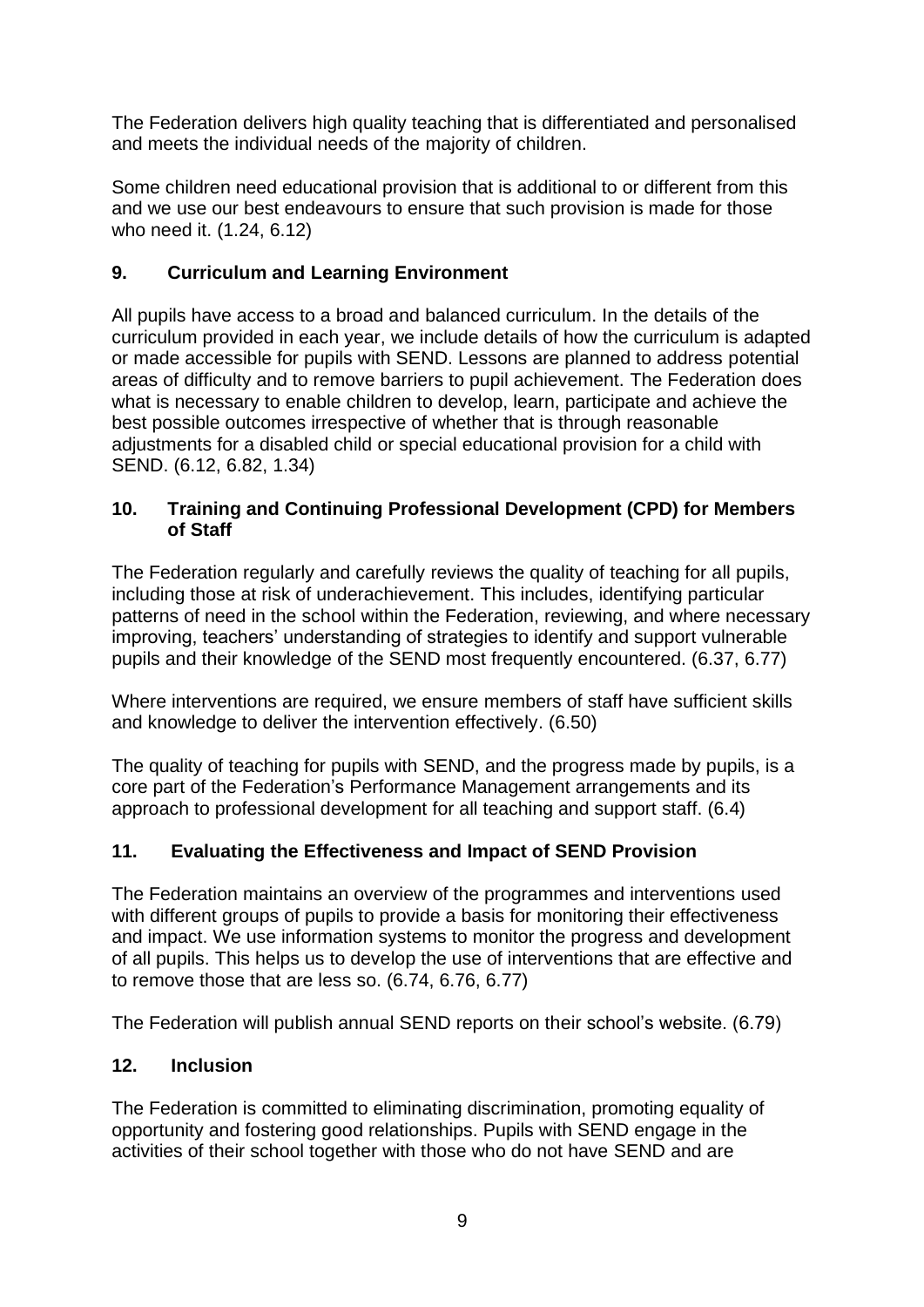The Federation delivers high quality teaching that is differentiated and personalised and meets the individual needs of the majority of children.

Some children need educational provision that is additional to or different from this and we use our best endeavours to ensure that such provision is made for those who need it. (1.24, 6.12)

## 9. Curriculum and Learning Environment

All pupils have access to a broad and balanced curriculum. In the details of the curriculum provided in each year, we include details of how the curriculum is adapted or made accessible for pupils with SEND. Lessons are planned to address potential areas of difficulty and to remove barriers to pupil achievement. The Federation does what is necessary to enable children to develop, learn, participate and achieve the best possible outcomes irrespective of whether that is through reasonable adjustments for a disabled child or special educational provision for a child with SEND. (6.12, 6.82, 1.34)

## 10. Training and Continuing Professional Development (CPD) for Members of Staff

The Federation regularly and carefully reviews the quality of teaching for all pupils, including those at risk of underachievement. This includes, identifying particular patterns of need in the school within the Federation, reviewing, and where necessary improving, teachers' understanding of strategies to identify and support vulnerable pupils and their knowledge of the SEND most frequently encountered. (6.37, 6.77)

Where interventions are required, we ensure members of staff have sufficient skills and knowledge to deliver the intervention effectively. (6.50)

The quality of teaching for pupils with SEND, and the progress made by pupils, is a core part of the Federation's Performance Management arrangements and its approach to professional development for all teaching and support staff. (6.4)

## 11. Evaluating the Effectiveness and Impact of SEND Provision

The Federation maintains an overview of the programmes and interventions used with different groups of pupils to provide a basis for monitoring their effectiveness and impact. We use information systems to monitor the progress and development of all pupils. This helps us to develop the use of interventions that are effective and to remove those that are less so. (6.74, 6.76, 6.77)

The Federation will publish annual SEND reports on their school's website. (6.79)

## 12. Inclusion

The Federation is committed to eliminating discrimination, promoting equality of opportunity and fostering good relationships. Pupils with SEND engage in the activities of their school together with those who do not have SEND and are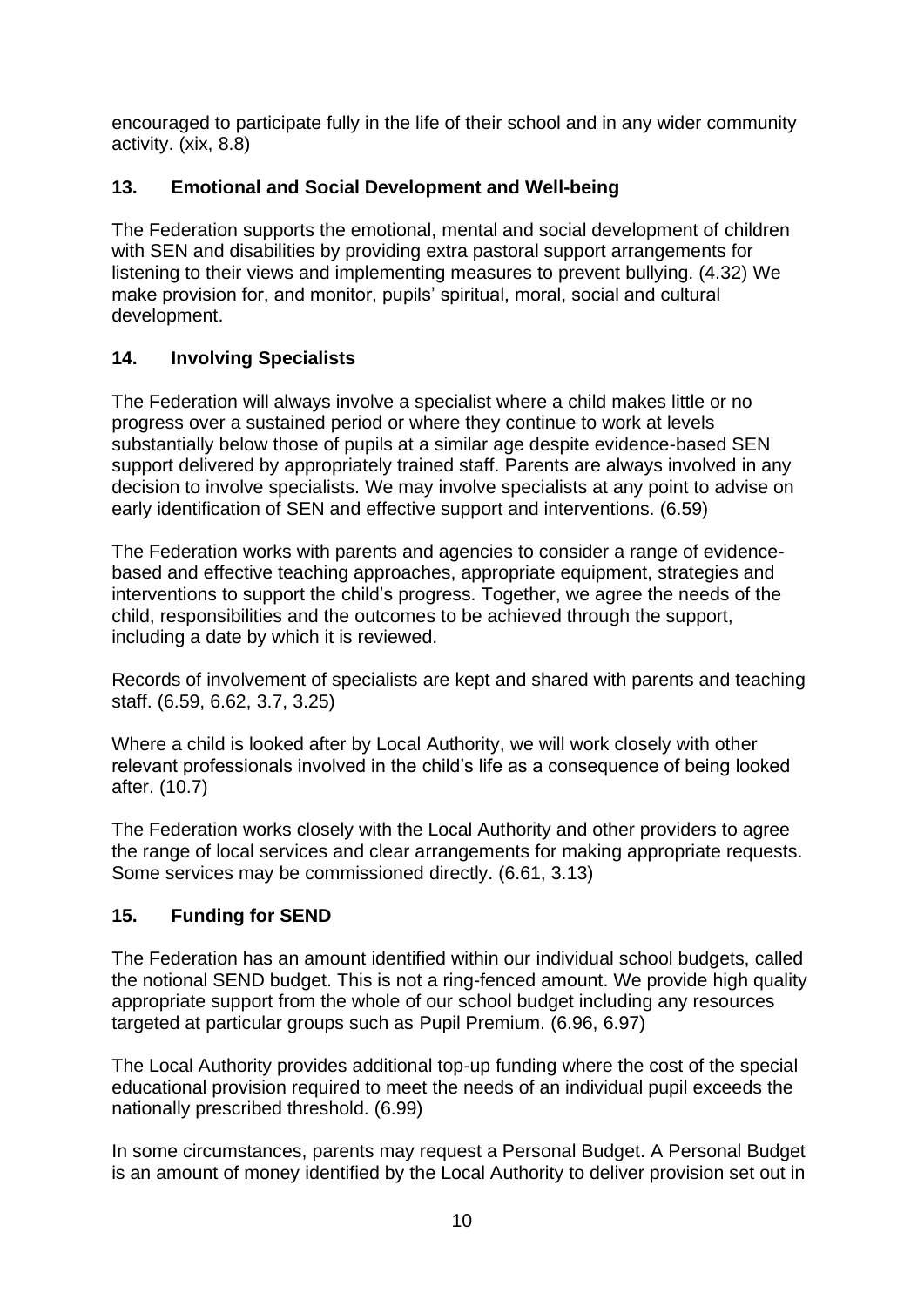encouraged to participate fully in the life of their school and in any wider community activity. (xix, 8.8)

## 13. Emotional and Social Development and Well-being

The Federation supports the emotional, mental and social development of children with SEN and disabilities by providing extra pastoral support arrangements for listening to their views and implementing measures to prevent bullying. (4.32) We make provision for, and monitor, pupils' spiritual, moral, social and cultural development.

## 14. Involving Specialists

The Federation will always involve a specialist where a child makes little or no progress over a sustained period or where they continue to work at levels substantially below those of pupils at a similar age despite evidence-based SEN support delivered by appropriately trained staff. Parents are always involved in any decision to involve specialists. We may involve specialists at any point to advise on early identification of SEN and effective support and interventions. (6.59)

The Federation works with parents and agencies to consider a range of evidence-based and effective teaching approaches, appropriate equipment, strategies and interventions to support the child's progress. Together, we agree the needs of the child, responsibilities and the outcomes to be achieved through the support, including a date by which it is reviewed.

Records of involvement of specialists are kept and shared with parents and teaching staff. (6.59, 6.62, 3.7, 3.25)

Where a child is looked after by Local Authority, we will work closely with other relevant professionals involved in the child's life as a consequence of being looked after. (10.7)

The Federation works closely with the Local Authority and other providers to agree the range of local services and clear arrangements for making appropriate requests. Some services may be commissioned directly. (6.61, 3.13)

## 15. Funding for SEND

The Federation has an amount identified within our individual school budgets, called the notional SEND budget. This is not a ring-fenced amount. We provide high quality appropriate support from the whole of our school budget including any resources targeted at particular groups such as Pupil Premium. (6.96, 6.97)

The Local Authority provides additional top-up funding where the cost of the special educational provision required to meet the needs of an individual pupil exceeds the nationally prescribed threshold. (6.99)

In some circumstances, parents may request a Personal Budget. A Personal Budget is an amount of money identified by the Local Authority to deliver provision set out in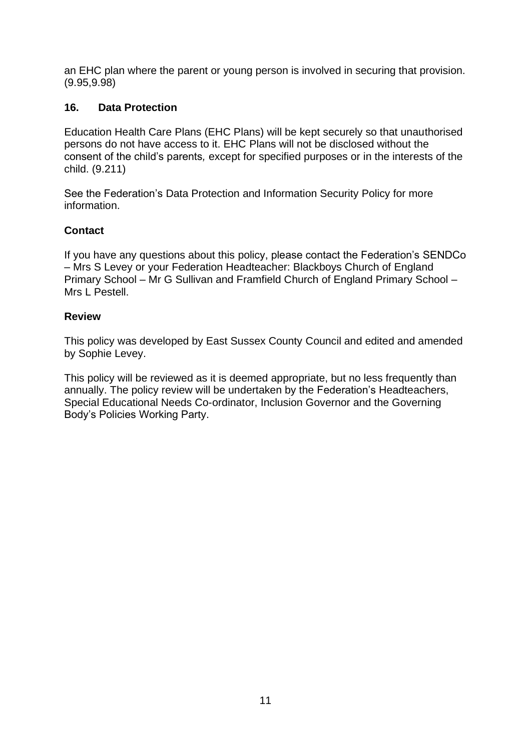an EHC plan where the parent or young person is involved in securing that provision. (9.95,9.98)

## 16. Data Protection

Education Health Care Plans (EHC Plans) will be kept securely so that unauthorised persons do not have access to it. EHC Plans will not be disclosed without the consent of the child's parents, except for specified purposes or in the interests of the child. (9.211)

See the Federation's Data Protection and Information Security Policy for more information.

## Contact

If you have any questions about this policy, please contact the Federation's SENDCo – Mrs S Levey or your Federation Headteacher: Blackboys Church of England Primary School – Mr G Sullivan and Framfield Church of England Primary School – Mrs L Pestell.

## Review

This policy was developed by East Sussex County Council and edited and amended by Sophie Levey.

This policy will be reviewed as it is deemed appropriate, but no less frequently than annually. The policy review will be undertaken by the Federation's Headteachers, Special Educational Needs Co-ordinator, Inclusion Governor and the Governing Body's Policies Working Party.